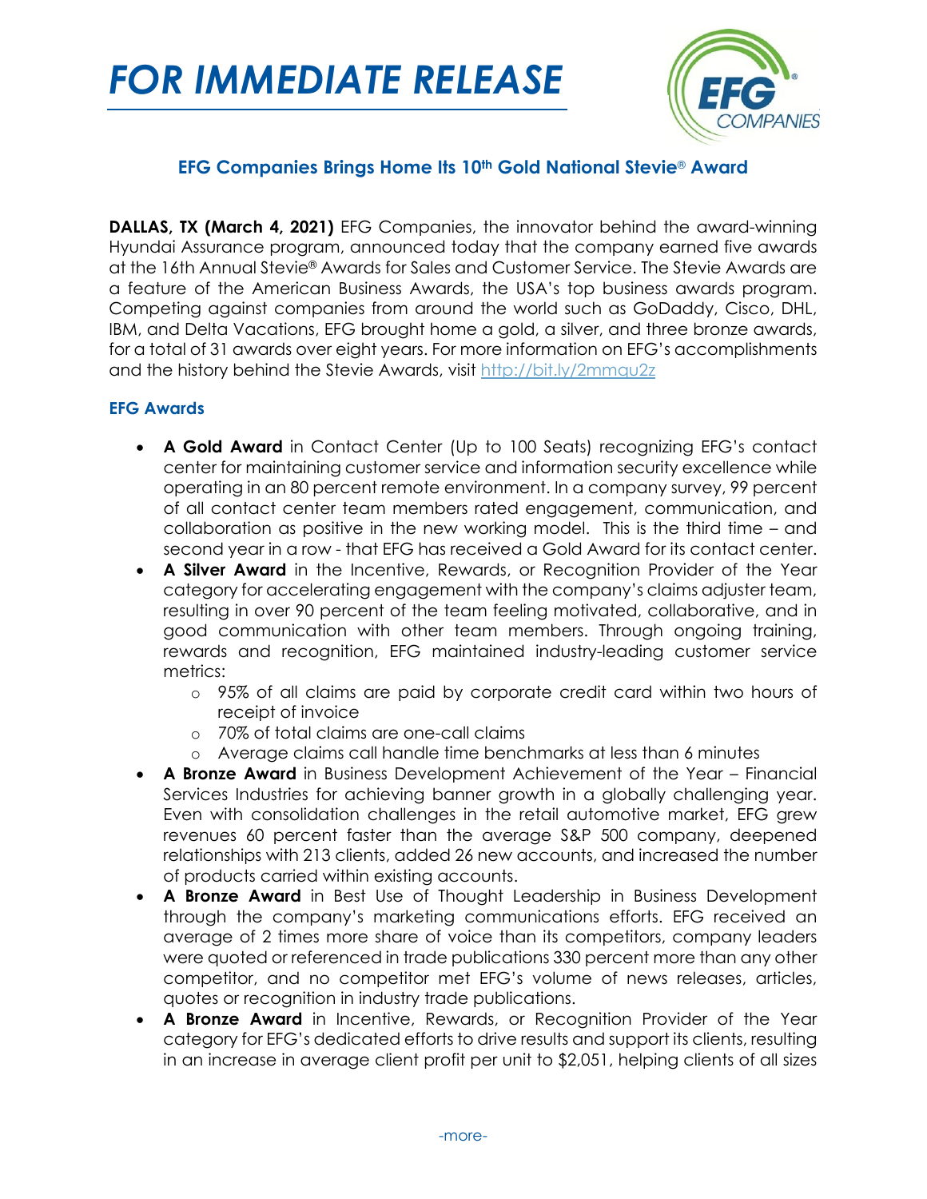# FOR IMMEDIATE RELEASE

## EFG Companies Brings Home Its 10th Gold National Stevie® Award

**DALLAS, TX (March 4, 2021)** EFG Companies, the innovator behind the award-winning Hyundai Assurance program, announced today that the company earned five awards at the 16th Annual Stevie® Awards for Sales and Customer Service. The Stevie Awards are a feature of the American Business Awards, the USA's top business awards program. Competing against companies from around the world such as GoDaddy, Cisco, DHL, IBM, and Delta Vacations, EFG brought home a gold, a silver, and three bronze awards, for a total of 31 awards over eight years. For more information on EFG's accomplishments and the history behind the Stevie Awards, visit http://bit.ly/2mmqu2z

### EFG Awards

- **A Gold Award** in Contact Center (Up to 100 Seats) recognizing EFG's contact center for maintaining customer service and information security excellence while operating in an 80 percent remote environment. In a company survey, 99 percent of all contact center team members rated engagement, communication, and collaboration as positive in the new working model. This is the third time – and second year in a row - that EFG has received a Gold Award for its contact center.
- **A Silver Award** in the Incentive, Rewards, or Recognition Provider of the Year category for accelerating engagement with the company's claims adjuster team, resulting in over 90 percent of the team feeling motivated, collaborative, and in good communication with other team members. Through ongoing training, rewards and recognition, EFG maintained industry-leading customer service metrics:
  - 95% of all claims are paid by corporate credit card within two hours of receipt of invoice
  - 70% of total claims are one-call claims
  - Average claims call handle time benchmarks at less than 6 minutes
- **A Bronze Award** in Business Development Achievement of the Year – Financial Services Industries for achieving banner growth in a globally challenging year. Even with consolidation challenges in the retail automotive market, EFG grew revenues 60 percent faster than the average S&P 500 company, deepened relationships with 213 clients, added 26 new accounts, and increased the number of products carried within existing accounts.
- **A Bronze Award** in Best Use of Thought Leadership in Business Development through the company's marketing communications efforts. EFG received an average of 2 times more share of voice than its competitors, company leaders were quoted or referenced in trade publications 330 percent more than any other competitor, and no competitor met EFG's volume of news releases, articles, quotes or recognition in industry trade publications.
- **A Bronze Award** in Incentive, Rewards, or Recognition Provider of the Year category for EFG's dedicated efforts to drive results and support its clients, resulting in an increase in average client profit per unit to $2,051, helping clients of all sizes

-more-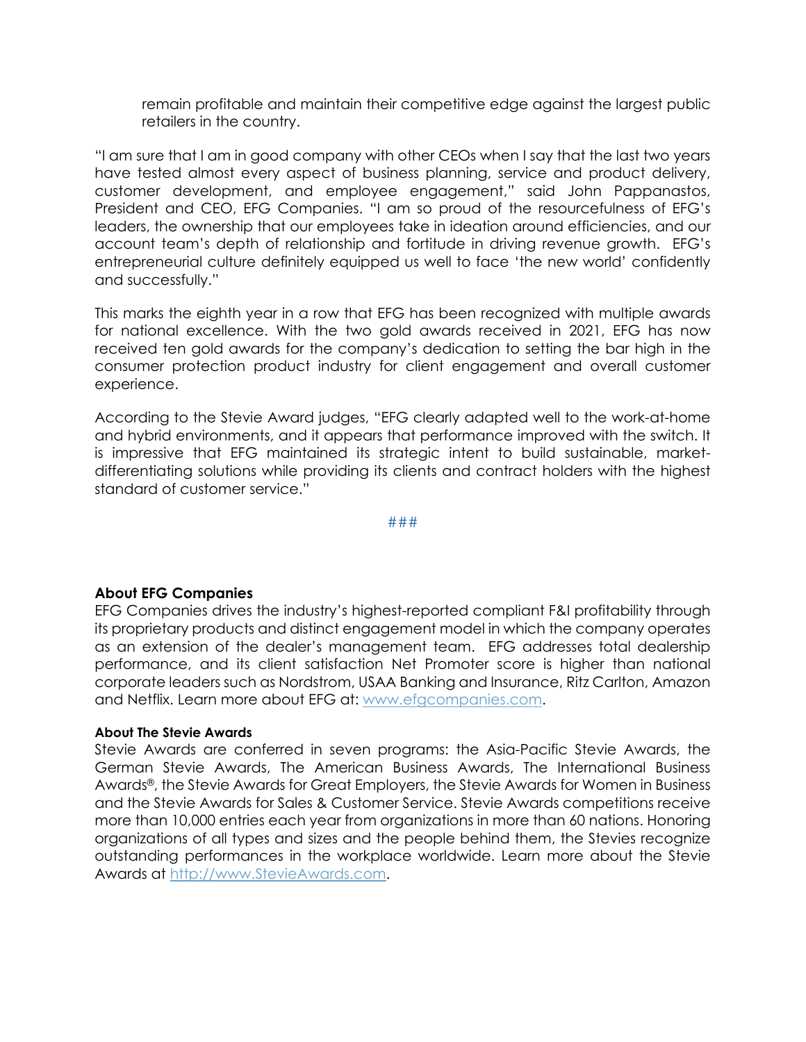remain profitable and maintain their competitive edge against the largest public retailers in the country.

"I am sure that I am in good company with other CEOs when I say that the last two years have tested almost every aspect of business planning, service and product delivery, customer development, and employee engagement," said John Pappanastos, President and CEO, EFG Companies. "I am so proud of the resourcefulness of EFG's leaders, the ownership that our employees take in ideation around efficiencies, and our account team's depth of relationship and fortitude in driving revenue growth. EFG's entrepreneurial culture definitely equipped us well to face 'the new world' confidently and successfully."

This marks the eighth year in a row that EFG has been recognized with multiple awards for national excellence. With the two gold awards received in 2021, EFG has now received ten gold awards for the company's dedication to setting the bar high in the consumer protection product industry for client engagement and overall customer experience.

According to the Stevie Award judges, "EFG clearly adapted well to the work-at-home and hybrid environments, and it appears that performance improved with the switch. It is impressive that EFG maintained its strategic intent to build sustainable, market-differentiating solutions while providing its clients and contract holders with the highest standard of customer service."

###

**About EFG Companies**

EFG Companies drives the industry's highest-reported compliant F&I profitability through its proprietary products and distinct engagement model in which the company operates as an extension of the dealer's management team. EFG addresses total dealership performance, and its client satisfaction Net Promoter score is higher than national corporate leaders such as Nordstrom, USAA Banking and Insurance, Ritz Carlton, Amazon and Netflix. Learn more about EFG at: [www.efgcompanies.com](http://www.efgcompanies.com).

**About The Stevie Awards**

Stevie Awards are conferred in seven programs: the Asia-Pacific Stevie Awards, the German Stevie Awards, The American Business Awards, The International Business Awards®, the Stevie Awards for Great Employers, the Stevie Awards for Women in Business and the Stevie Awards for Sales & Customer Service. Stevie Awards competitions receive more than 10,000 entries each year from organizations in more than 60 nations. Honoring organizations of all types and sizes and the people behind them, the Stevies recognize outstanding performances in the workplace worldwide. Learn more about the Stevie Awards at [http://www.StevieAwards.com](http://www.StevieAwards.com).